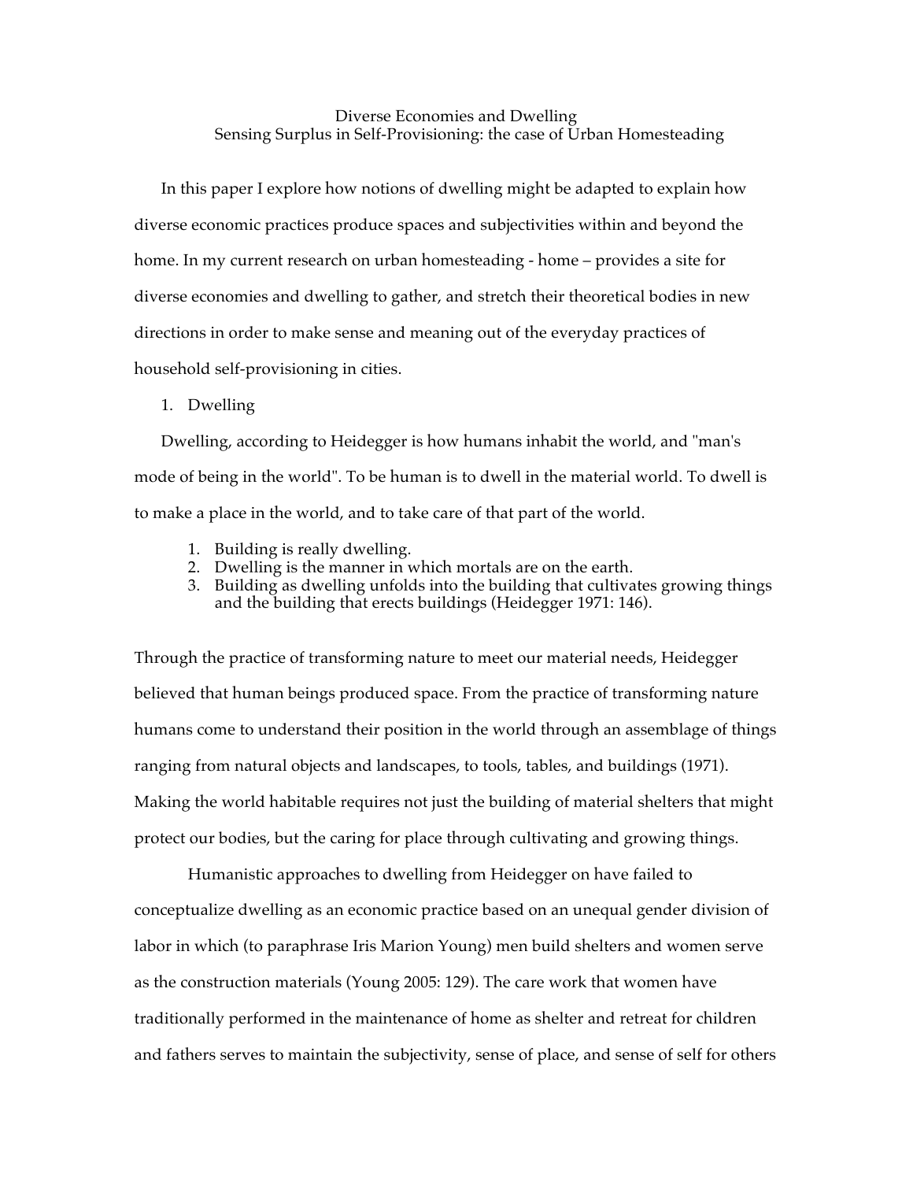# Diverse Economies and Dwelling
## Sensing Surplus in Self-Provisioning: the case of Urban Homesteading

In this paper I explore how notions of dwelling might be adapted to explain how diverse economic practices produce spaces and subjectivities within and beyond the home. In my current research on urban homesteading - home – provides a site for diverse economies and dwelling to gather, and stretch their theoretical bodies in new directions in order to make sense and meaning out of the everyday practices of household self-provisioning in cities.

1. Dwelling

Dwelling, according to Heidegger is how humans inhabit the world, and "man's mode of being in the world". To be human is to dwell in the material world. To dwell is to make a place in the world, and to take care of that part of the world.

1. Building is really dwelling.
2. Dwelling is the manner in which mortals are on the earth.
3. Building as dwelling unfolds into the building that cultivates growing things and the building that erects buildings (Heidegger 1971: 146).

Through the practice of transforming nature to meet our material needs, Heidegger believed that human beings produced space. From the practice of transforming nature humans come to understand their position in the world through an assemblage of things ranging from natural objects and landscapes, to tools, tables, and buildings (1971). Making the world habitable requires not just the building of material shelters that might protect our bodies, but the caring for place through cultivating and growing things.

Humanistic approaches to dwelling from Heidegger on have failed to conceptualize dwelling as an economic practice based on an unequal gender division of labor in which (to paraphrase Iris Marion Young) men build shelters and women serve as the construction materials (Young 2005: 129). The care work that women have traditionally performed in the maintenance of home as shelter and retreat for children and fathers serves to maintain the subjectivity, sense of place, and sense of self for others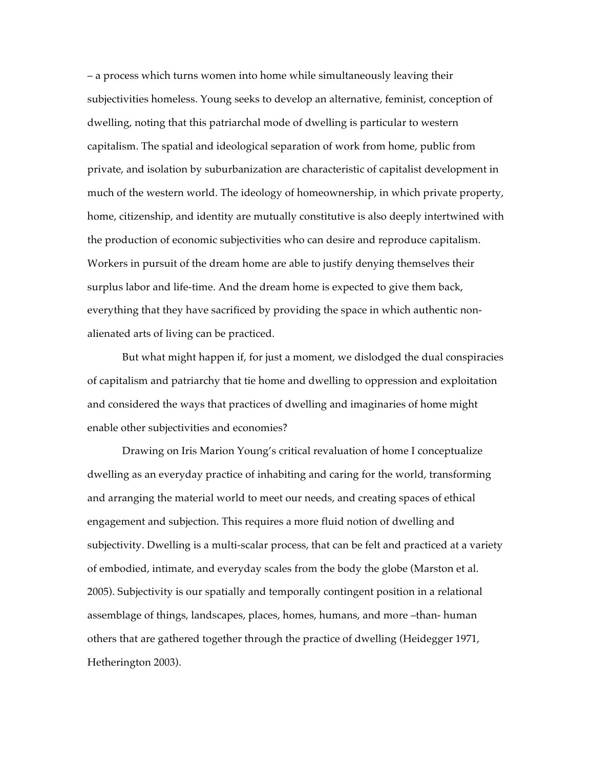– a process which turns women into home while simultaneously leaving their subjectivities homeless. Young seeks to develop an alternative, feminist, conception of dwelling, noting that this patriarchal mode of dwelling is particular to western capitalism. The spatial and ideological separation of work from home, public from private, and isolation by suburbanization are characteristic of capitalist development in much of the western world. The ideology of homeownership, in which private property, home, citizenship, and identity are mutually constitutive is also deeply intertwined with the production of economic subjectivities who can desire and reproduce capitalism. Workers in pursuit of the dream home are able to justify denying themselves their surplus labor and life-time. And the dream home is expected to give them back, everything that they have sacrificed by providing the space in which authentic non-alienated arts of living can be practiced.

But what might happen if, for just a moment, we dislodged the dual conspiracies of capitalism and patriarchy that tie home and dwelling to oppression and exploitation and considered the ways that practices of dwelling and imaginaries of home might enable other subjectivities and economies?

Drawing on Iris Marion Young's critical revaluation of home I conceptualize dwelling as an everyday practice of inhabiting and caring for the world, transforming and arranging the material world to meet our needs, and creating spaces of ethical engagement and subjection. This requires a more fluid notion of dwelling and subjectivity. Dwelling is a multi-scalar process, that can be felt and practiced at a variety of embodied, intimate, and everyday scales from the body the globe (Marston et al. 2005). Subjectivity is our spatially and temporally contingent position in a relational assemblage of things, landscapes, places, homes, humans, and more –than- human others that are gathered together through the practice of dwelling (Heidegger 1971, Hetherington 2003).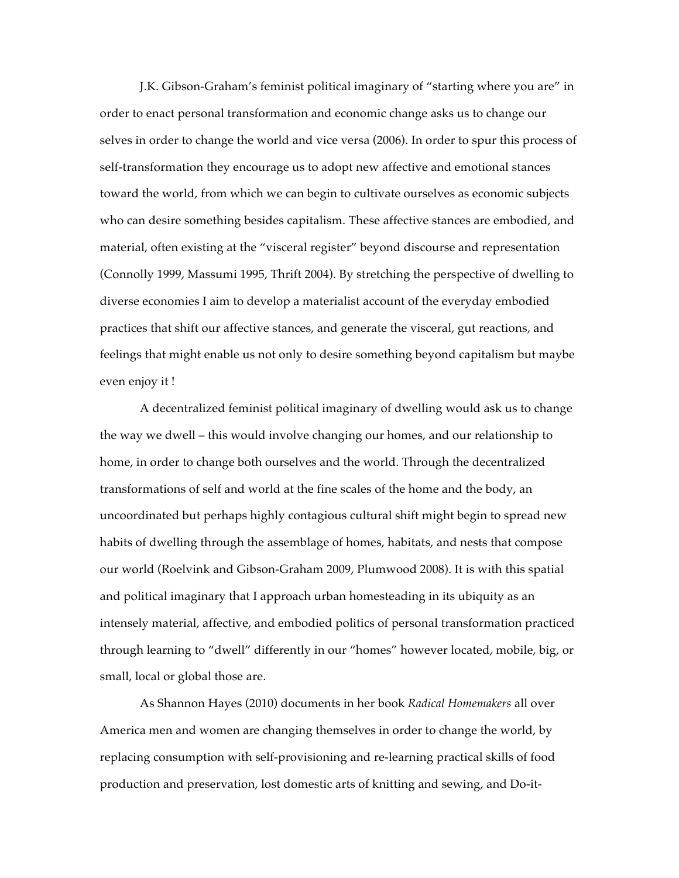J.K. Gibson-Graham's feminist political imaginary of "starting where you are" in order to enact personal transformation and economic change asks us to change our selves in order to change the world and vice versa (2006). In order to spur this process of self-transformation they encourage us to adopt new affective and emotional stances toward the world, from which we can begin to cultivate ourselves as economic subjects who can desire something besides capitalism. These affective stances are embodied, and material, often existing at the "visceral register" beyond discourse and representation (Connolly 1999, Massumi 1995, Thrift 2004). By stretching the perspective of dwelling to diverse economies I aim to develop a materialist account of the everyday embodied practices that shift our affective stances, and generate the visceral, gut reactions, and feelings that might enable us not only to desire something beyond capitalism but maybe even enjoy it !

A decentralized feminist political imaginary of dwelling would ask us to change the way we dwell – this would involve changing our homes, and our relationship to home, in order to change both ourselves and the world. Through the decentralized transformations of self and world at the fine scales of the home and the body, an uncoordinated but perhaps highly contagious cultural shift might begin to spread new habits of dwelling through the assemblage of homes, habitats, and nests that compose our world (Roelvink and Gibson-Graham 2009, Plumwood 2008). It is with this spatial and political imaginary that I approach urban homesteading in its ubiquity as an intensely material, affective, and embodied politics of personal transformation practiced through learning to "dwell" differently in our "homes" however located, mobile, big, or small, local or global those are.

As Shannon Hayes (2010) documents in her book *Radical Homemakers* all over America men and women are changing themselves in order to change the world, by replacing consumption with self-provisioning and re-learning practical skills of food production and preservation, lost domestic arts of knitting and sewing, and Do-it-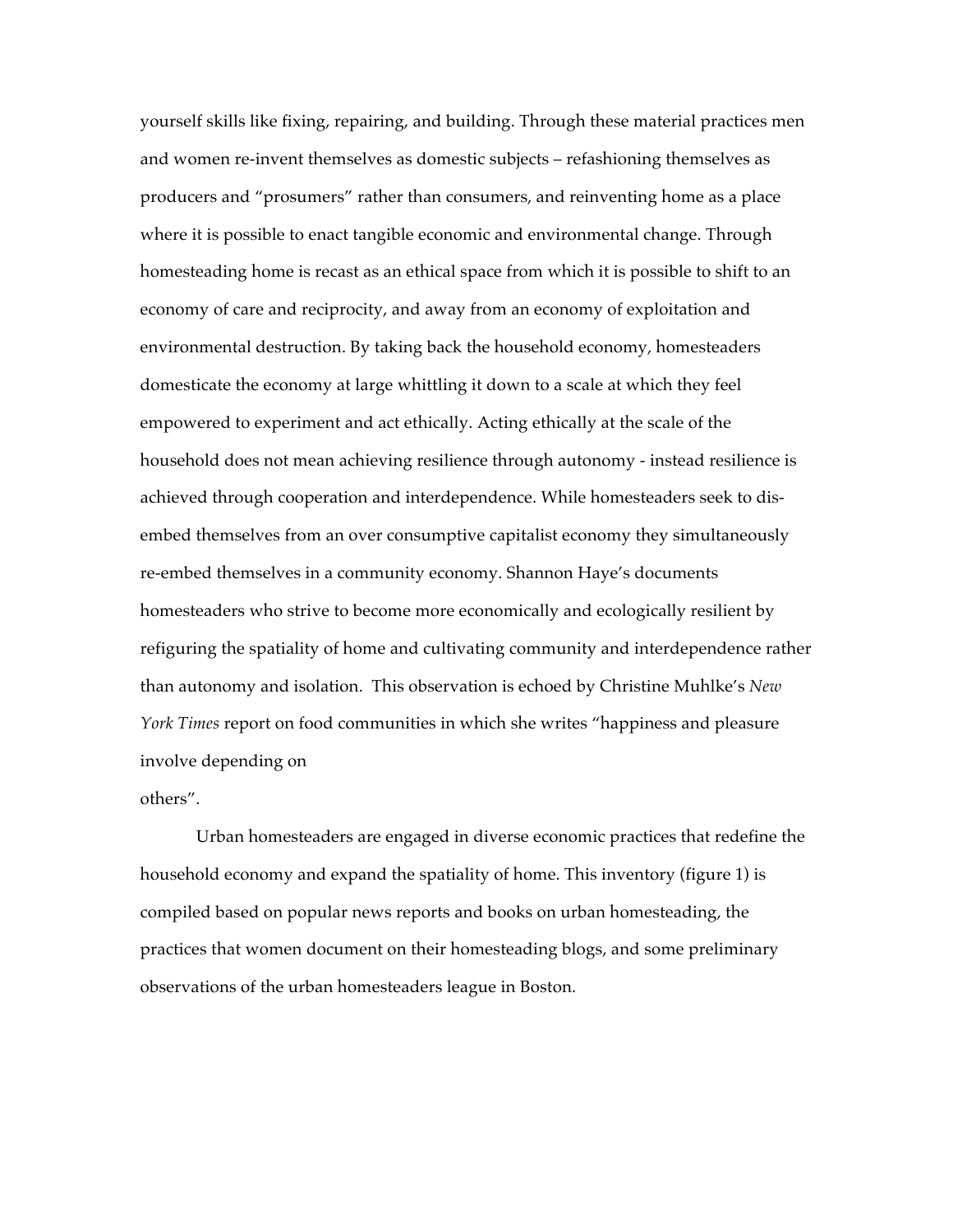yourself skills like fixing, repairing, and building. Through these material practices men and women re-invent themselves as domestic subjects – refashioning themselves as producers and "prosumers" rather than consumers, and reinventing home as a place where it is possible to enact tangible economic and environmental change. Through homesteading home is recast as an ethical space from which it is possible to shift to an economy of care and reciprocity, and away from an economy of exploitation and environmental destruction. By taking back the household economy, homesteaders domesticate the economy at large whittling it down to a scale at which they feel empowered to experiment and act ethically. Acting ethically at the scale of the household does not mean achieving resilience through autonomy - instead resilience is achieved through cooperation and interdependence. While homesteaders seek to dis-embed themselves from an over consumptive capitalist economy they simultaneously re-embed themselves in a community economy. Shannon Haye's documents homesteaders who strive to become more economically and ecologically resilient by refiguring the spatiality of home and cultivating community and interdependence rather than autonomy and isolation. This observation is echoed by Christine Muhlke's *New York Times* report on food communities in which she writes "happiness and pleasure involve depending on others".

Urban homesteaders are engaged in diverse economic practices that redefine the household economy and expand the spatiality of home. This inventory (figure 1) is compiled based on popular news reports and books on urban homesteading, the practices that women document on their homesteading blogs, and some preliminary observations of the urban homesteaders league in Boston.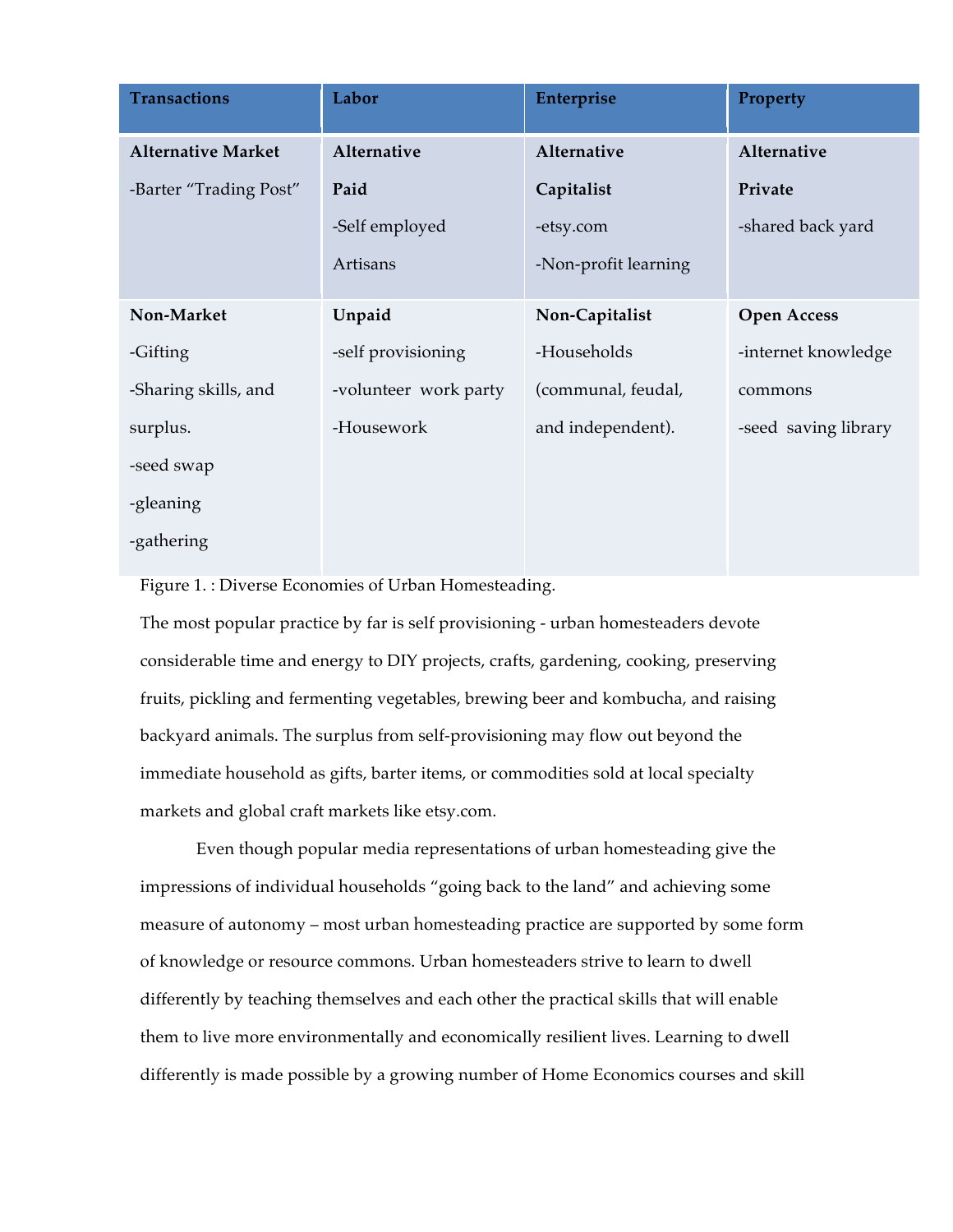| Transactions | Labor | Enterprise | Property |
|---|---|---|---|
| **Alternative Market**<br>-Barter “Trading Post” | **Alternative Paid**<br>-Self employed Artisans | **Alternative Capitalist**<br>-etsy.com<br>-Non-profit learning | **Alternative Private**<br>-shared back yard |
| **Non-Market**<br>-Gifting<br>-Sharing skills, and surplus.<br>-seed swap<br>-gleaning<br>-gathering | **Unpaid**<br>-self provisioning<br>-volunteer work party<br>-Housework | **Non-Capitalist**<br>-Households (communal, feudal, and independent). | **Open Access**<br>-internet knowledge commons<br>-seed saving library |

Figure 1. : Diverse Economies of Urban Homesteading.

The most popular practice by far is self provisioning - urban homesteaders devote considerable time and energy to DIY projects, crafts, gardening, cooking, preserving fruits, pickling and fermenting vegetables, brewing beer and kombucha, and raising backyard animals. The surplus from self-provisioning may flow out beyond the immediate household as gifts, barter items, or commodities sold at local specialty markets and global craft markets like etsy.com.

Even though popular media representations of urban homesteading give the impressions of individual households “going back to the land” and achieving some measure of autonomy – most urban homesteading practice are supported by some form of knowledge or resource commons. Urban homesteaders strive to learn to dwell differently by teaching themselves and each other the practical skills that will enable them to live more environmentally and economically resilient lives. Learning to dwell differently is made possible by a growing number of Home Economics courses and skill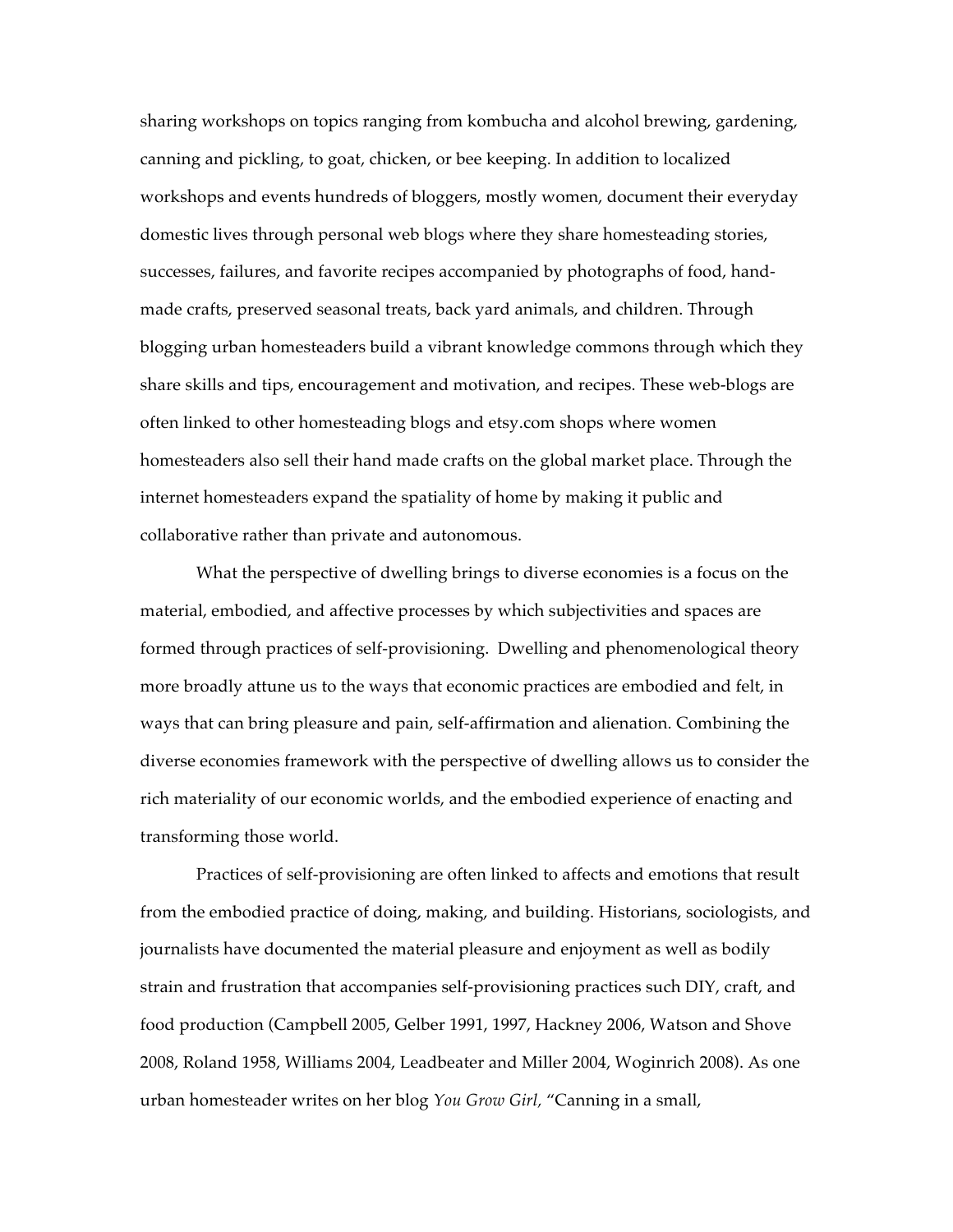sharing workshops on topics ranging from kombucha and alcohol brewing, gardening, canning and pickling, to goat, chicken, or bee keeping. In addition to localized workshops and events hundreds of bloggers, mostly women, document their everyday domestic lives through personal web blogs where they share homesteading stories, successes, failures, and favorite recipes accompanied by photographs of food, hand-made crafts, preserved seasonal treats, back yard animals, and children. Through blogging urban homesteaders build a vibrant knowledge commons through which they share skills and tips, encouragement and motivation, and recipes. These web-blogs are often linked to other homesteading blogs and etsy.com shops where women homesteaders also sell their hand made crafts on the global market place. Through the internet homesteaders expand the spatiality of home by making it public and collaborative rather than private and autonomous.

What the perspective of dwelling brings to diverse economies is a focus on the material, embodied, and affective processes by which subjectivities and spaces are formed through practices of self-provisioning. Dwelling and phenomenological theory more broadly attune us to the ways that economic practices are embodied and felt, in ways that can bring pleasure and pain, self-affirmation and alienation. Combining the diverse economies framework with the perspective of dwelling allows us to consider the rich materiality of our economic worlds, and the embodied experience of enacting and transforming those world.

Practices of self-provisioning are often linked to affects and emotions that result from the embodied practice of doing, making, and building. Historians, sociologists, and journalists have documented the material pleasure and enjoyment as well as bodily strain and frustration that accompanies self-provisioning practices such DIY, craft, and food production (Campbell 2005, Gelber 1991, 1997, Hackney 2006, Watson and Shove 2008, Roland 1958, Williams 2004, Leadbeater and Miller 2004, Woginrich 2008). As one urban homesteader writes on her blog *You Grow Girl*, "Canning in a small,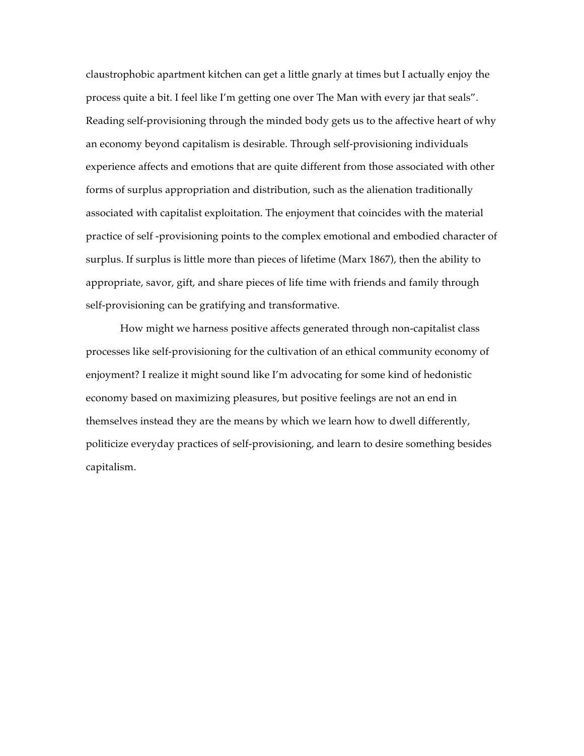claustrophobic apartment kitchen can get a little gnarly at times but I actually enjoy the process quite a bit. I feel like I'm getting one over The Man with every jar that seals". Reading self-provisioning through the minded body gets us to the affective heart of why an economy beyond capitalism is desirable. Through self-provisioning individuals experience affects and emotions that are quite different from those associated with other forms of surplus appropriation and distribution, such as the alienation traditionally associated with capitalist exploitation. The enjoyment that coincides with the material practice of self -provisioning points to the complex emotional and embodied character of surplus. If surplus is little more than pieces of lifetime (Marx 1867), then the ability to appropriate, savor, gift, and share pieces of life time with friends and family through self-provisioning can be gratifying and transformative.

How might we harness positive affects generated through non-capitalist class processes like self-provisioning for the cultivation of an ethical community economy of enjoyment? I realize it might sound like I'm advocating for some kind of hedonistic economy based on maximizing pleasures, but positive feelings are not an end in themselves instead they are the means by which we learn how to dwell differently, politicize everyday practices of self-provisioning, and learn to desire something besides capitalism.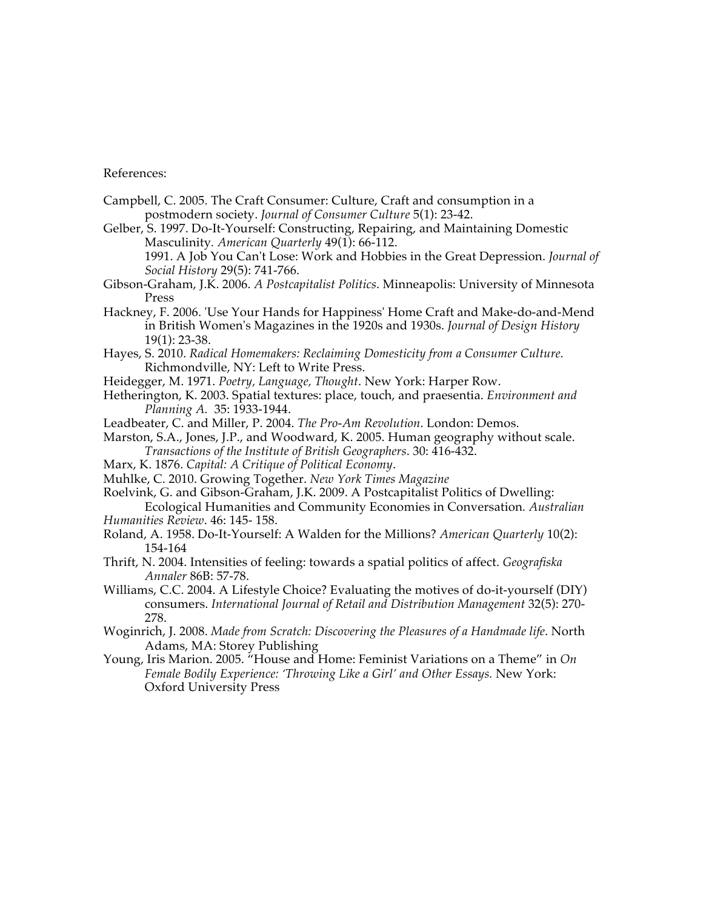References:

Campbell, C. 2005. The Craft Consumer: Culture, Craft and consumption in a postmodern society. *Journal of Consumer Culture* 5(1): 23-42.

Gelber, S. 1997. Do-It-Yourself: Constructing, Repairing, and Maintaining Domestic Masculinity. *American Quarterly* 49(1): 66-112.

1991. A Job You Can't Lose: Work and Hobbies in the Great Depression. *Journal of Social History* 29(5): 741-766.

Gibson-Graham, J.K. 2006. *A Postcapitalist Politics*. Minneapolis: University of Minnesota Press

Hackney, F. 2006. 'Use Your Hands for Happiness' Home Craft and Make-do-and-Mend in British Women's Magazines in the 1920s and 1930s. *Journal of Design History* 19(1): 23-38.

Hayes, S. 2010. *Radical Homemakers: Reclaiming Domesticity from a Consumer Culture.* Richmondville, NY: Left to Write Press.

Heidegger, M. 1971. *Poetry, Language, Thought*. New York: Harper Row.

Hetherington, K. 2003. Spatial textures: place, touch, and praesentia. *Environment and Planning A.* 35: 1933-1944.

Leadbeater, C. and Miller, P. 2004. *The Pro-Am Revolution*. London: Demos.

Marston, S.A., Jones, J.P., and Woodward, K. 2005. Human geography without scale. *Transactions of the Institute of British Geographers*. 30: 416-432.

Marx, K. 1876. *Capital: A Critique of Political Economy*.

Muhlke, C. 2010. Growing Together. *New York Times Magazine*

Roelvink, G. and Gibson-Graham, J.K. 2009. A Postcapitalist Politics of Dwelling: Ecological Humanities and Community Economies in Conversation. *Australian Humanities Review*. 46: 145- 158.

Roland, A. 1958. Do-It-Yourself: A Walden for the Millions? *American Quarterly* 10(2): 154-164

Thrift, N. 2004. Intensities of feeling: towards a spatial politics of affect. *Geografiska Annaler* 86B: 57-78.

Williams, C.C. 2004. A Lifestyle Choice? Evaluating the motives of do-it-yourself (DIY) consumers. *International Journal of Retail and Distribution Management* 32(5): 270-278.

Woginrich, J. 2008. *Made from Scratch: Discovering the Pleasures of a Handmade life*. North Adams, MA: Storey Publishing

Young, Iris Marion. 2005. "House and Home: Feminist Variations on a Theme" in *On Female Bodily Experience: 'Throwing Like a Girl' and Other Essays.* New York: Oxford University Press